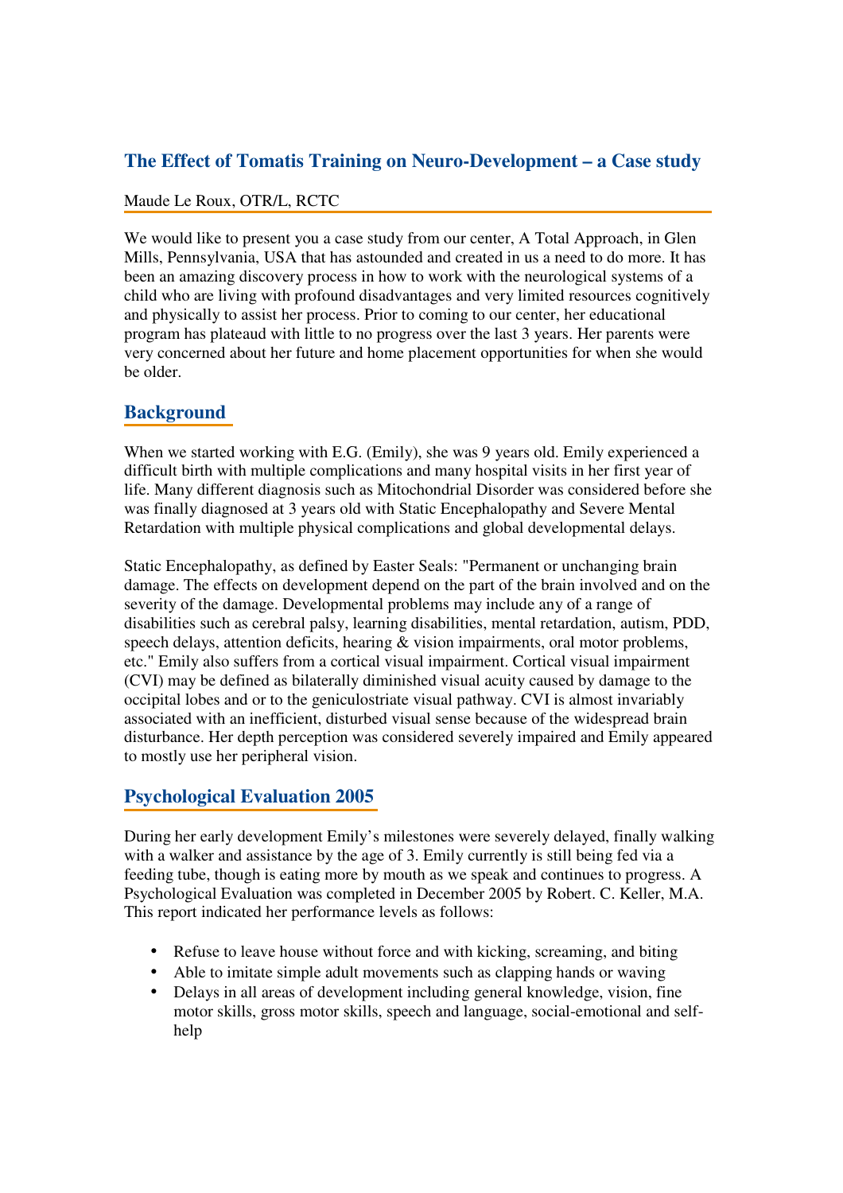# The Effect of Tomatis Training on Neuro-Development – a Case study

Maude Le Roux, OTR/L, RCTC

We would like to present you a case study from our center, A Total Approach, in Glen Mills, Pennsylvania, USA that has astounded and created in us a need to do more. It has been an amazing discovery process in how to work with the neurological systems of a child who are living with profound disadvantages and very limited resources cognitively and physically to assist her process. Prior to coming to our center, her educational program has plateaud with little to no progress over the last 3 years. Her parents were very concerned about her future and home placement opportunities for when she would be older.

## Background

When we started working with E.G. (Emily), she was 9 years old. Emily experienced a difficult birth with multiple complications and many hospital visits in her first year of life. Many different diagnosis such as Mitochondrial Disorder was considered before she was finally diagnosed at 3 years old with Static Encephalopathy and Severe Mental Retardation with multiple physical complications and global developmental delays.

Static Encephalopathy, as defined by Easter Seals: "Permanent or unchanging brain damage. The effects on development depend on the part of the brain involved and on the severity of the damage. Developmental problems may include any of a range of disabilities such as cerebral palsy, learning disabilities, mental retardation, autism, PDD, speech delays, attention deficits, hearing & vision impairments, oral motor problems, etc." Emily also suffers from a cortical visual impairment. Cortical visual impairment (CVI) may be defined as bilaterally diminished visual acuity caused by damage to the occipital lobes and or to the geniculostriate visual pathway. CVI is almost invariably associated with an inefficient, disturbed visual sense because of the widespread brain disturbance. Her depth perception was considered severely impaired and Emily appeared to mostly use her peripheral vision.

## Psychological Evaluation 2005

During her early development Emily's milestones were severely delayed, finally walking with a walker and assistance by the age of 3. Emily currently is still being fed via a feeding tube, though is eating more by mouth as we speak and continues to progress. A Psychological Evaluation was completed in December 2005 by Robert. C. Keller, M.A. This report indicated her performance levels as follows:

- Refuse to leave house without force and with kicking, screaming, and biting
- Able to imitate simple adult movements such as clapping hands or waving
- Delays in all areas of development including general knowledge, vision, fine motor skills, gross motor skills, speech and language, social-emotional and self-help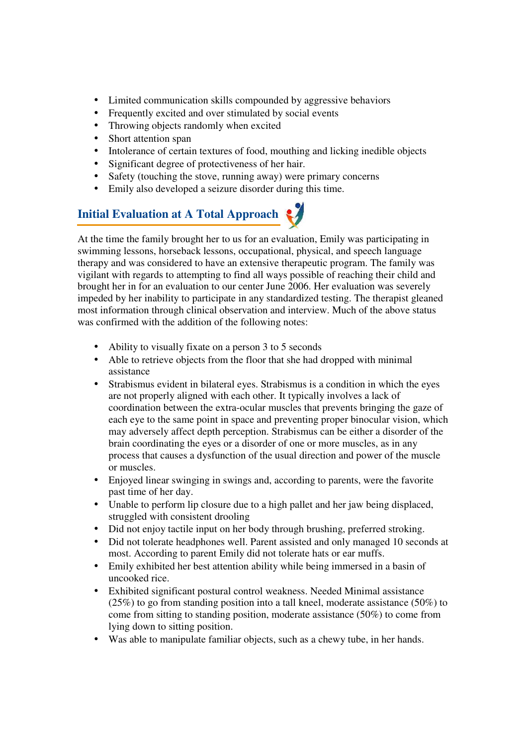- Limited communication skills compounded by aggressive behaviors
- Frequently excited and over stimulated by social events
- Throwing objects randomly when excited
- Short attention span
- Intolerance of certain textures of food, mouthing and licking inedible objects
- Significant degree of protectiveness of her hair.
- Safety (touching the stove, running away) were primary concerns
- Emily also developed a seizure disorder during this time.

## Initial Evaluation at A Total Approach

At the time the family brought her to us for an evaluation, Emily was participating in swimming lessons, horseback lessons, occupational, physical, and speech language therapy and was considered to have an extensive therapeutic program. The family was vigilant with regards to attempting to find all ways possible of reaching their child and brought her in for an evaluation to our center June 2006. Her evaluation was severely impeded by her inability to participate in any standardized testing. The therapist gleaned most information through clinical observation and interview. Much of the above status was confirmed with the addition of the following notes:

- Ability to visually fixate on a person 3 to 5 seconds
- Able to retrieve objects from the floor that she had dropped with minimal assistance
- Strabismus evident in bilateral eyes. Strabismus is a condition in which the eyes are not properly aligned with each other. It typically involves a lack of coordination between the extra-ocular muscles that prevents bringing the gaze of each eye to the same point in space and preventing proper binocular vision, which may adversely affect depth perception. Strabismus can be either a disorder of the brain coordinating the eyes or a disorder of one or more muscles, as in any process that causes a dysfunction of the usual direction and power of the muscle or muscles.
- Enjoyed linear swinging in swings and, according to parents, were the favorite past time of her day.
- Unable to perform lip closure due to a high pallet and her jaw being displaced, struggled with consistent drooling
- Did not enjoy tactile input on her body through brushing, preferred stroking.
- Did not tolerate headphones well. Parent assisted and only managed 10 seconds at most. According to parent Emily did not tolerate hats or ear muffs.
- Emily exhibited her best attention ability while being immersed in a basin of uncooked rice.
- Exhibited significant postural control weakness. Needed Minimal assistance (25%) to go from standing position into a tall kneel, moderate assistance (50%) to come from sitting to standing position, moderate assistance (50%) to come from lying down to sitting position.
- Was able to manipulate familiar objects, such as a chewy tube, in her hands.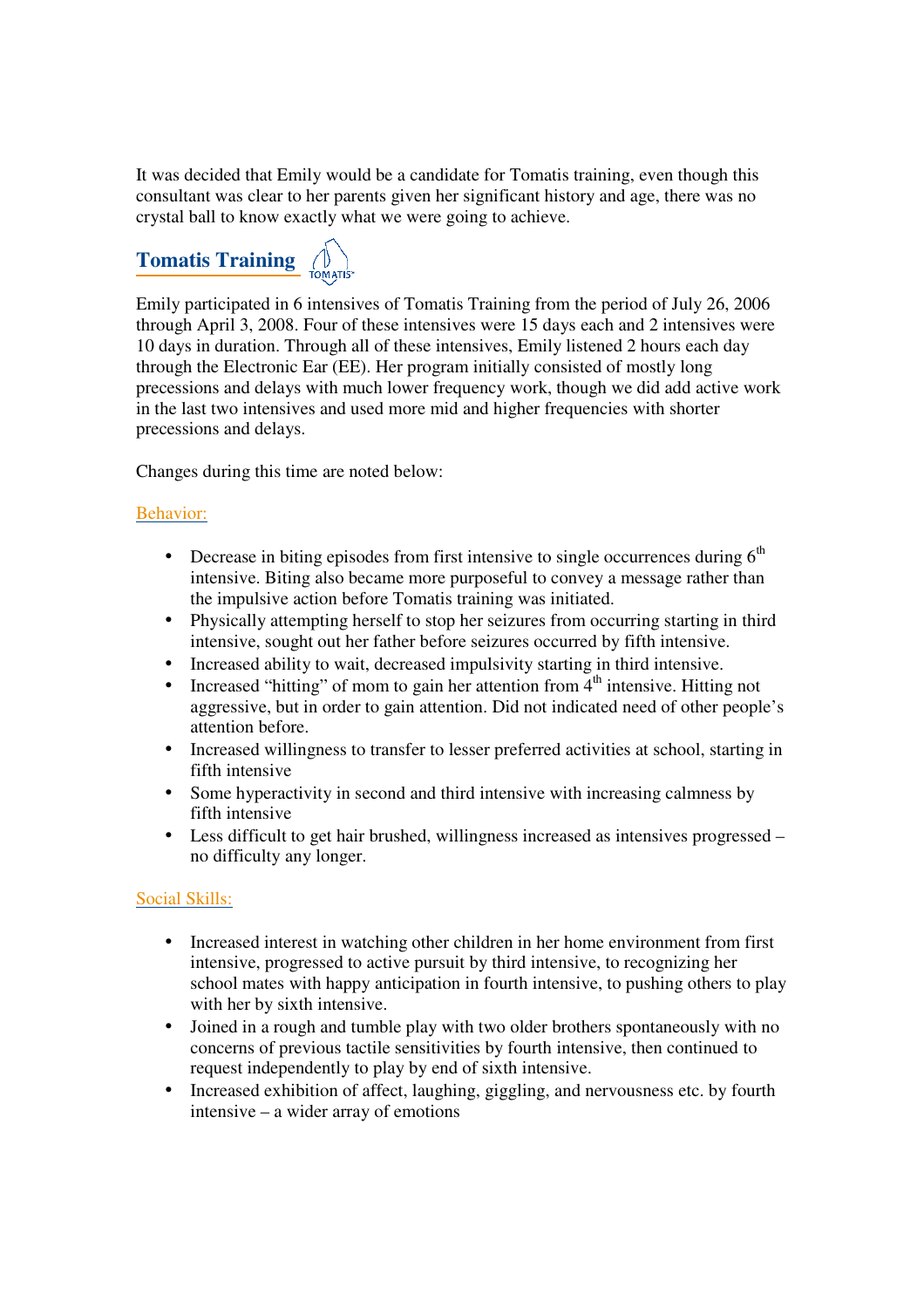It was decided that Emily would be a candidate for Tomatis training, even though this consultant was clear to her parents given her significant history and age, there was no crystal ball to know exactly what we were going to achieve.

## Tomatis Training

Emily participated in 6 intensives of Tomatis Training from the period of July 26, 2006 through April 3, 2008. Four of these intensives were 15 days each and 2 intensives were 10 days in duration. Through all of these intensives, Emily listened 2 hours each day through the Electronic Ear (EE). Her program initially consisted of mostly long precessions and delays with much lower frequency work, though we did add active work in the last two intensives and used more mid and higher frequencies with shorter precessions and delays.

Changes during this time are noted below:

### Behavior:

- Decrease in biting episodes from first intensive to single occurrences during 6th intensive. Biting also became more purposeful to convey a message rather than the impulsive action before Tomatis training was initiated.
- Physically attempting herself to stop her seizures from occurring starting in third intensive, sought out her father before seizures occurred by fifth intensive.
- Increased ability to wait, decreased impulsivity starting in third intensive.
- Increased "hitting" of mom to gain her attention from 4th intensive. Hitting not aggressive, but in order to gain attention. Did not indicated need of other people's attention before.
- Increased willingness to transfer to lesser preferred activities at school, starting in fifth intensive
- Some hyperactivity in second and third intensive with increasing calmness by fifth intensive
- Less difficult to get hair brushed, willingness increased as intensives progressed – no difficulty any longer.

### Social Skills:

- Increased interest in watching other children in her home environment from first intensive, progressed to active pursuit by third intensive, to recognizing her school mates with happy anticipation in fourth intensive, to pushing others to play with her by sixth intensive.
- Joined in a rough and tumble play with two older brothers spontaneously with no concerns of previous tactile sensitivities by fourth intensive, then continued to request independently to play by end of sixth intensive.
- Increased exhibition of affect, laughing, giggling, and nervousness etc. by fourth intensive – a wider array of emotions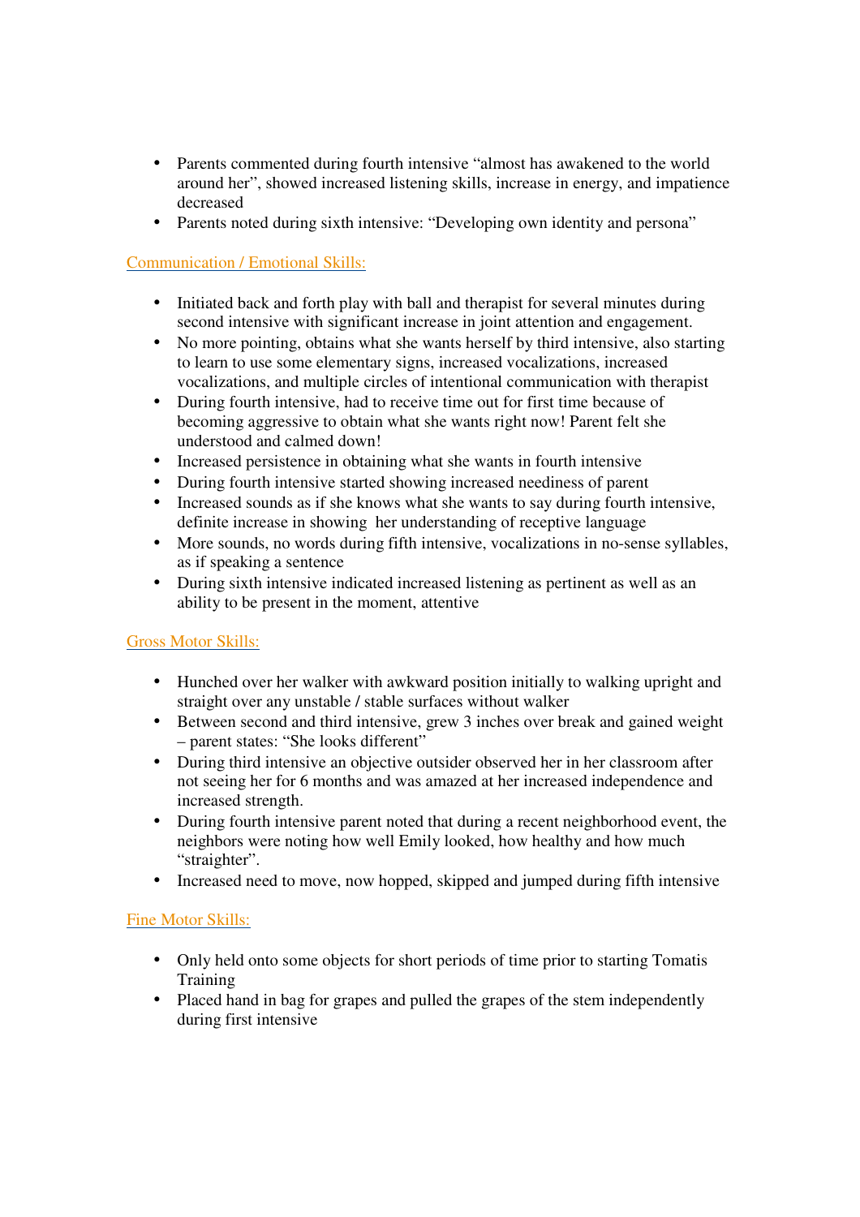- Parents commented during fourth intensive "almost has awakened to the world around her", showed increased listening skills, increase in energy, and impatience decreased
- Parents noted during sixth intensive: "Developing own identity and persona"

Communication / Emotional Skills:

- Initiated back and forth play with ball and therapist for several minutes during second intensive with significant increase in joint attention and engagement.
- No more pointing, obtains what she wants herself by third intensive, also starting to learn to use some elementary signs, increased vocalizations, increased vocalizations, and multiple circles of intentional communication with therapist
- During fourth intensive, had to receive time out for first time because of becoming aggressive to obtain what she wants right now! Parent felt she understood and calmed down!
- Increased persistence in obtaining what she wants in fourth intensive
- During fourth intensive started showing increased neediness of parent
- Increased sounds as if she knows what she wants to say during fourth intensive, definite increase in showing her understanding of receptive language
- More sounds, no words during fifth intensive, vocalizations in no-sense syllables, as if speaking a sentence
- During sixth intensive indicated increased listening as pertinent as well as an ability to be present in the moment, attentive

Gross Motor Skills:

- Hunched over her walker with awkward position initially to walking upright and straight over any unstable / stable surfaces without walker
- Between second and third intensive, grew 3 inches over break and gained weight – parent states: "She looks different"
- During third intensive an objective outsider observed her in her classroom after not seeing her for 6 months and was amazed at her increased independence and increased strength.
- During fourth intensive parent noted that during a recent neighborhood event, the neighbors were noting how well Emily looked, how healthy and how much "straighter".
- Increased need to move, now hopped, skipped and jumped during fifth intensive

Fine Motor Skills:

- Only held onto some objects for short periods of time prior to starting Tomatis Training
- Placed hand in bag for grapes and pulled the grapes of the stem independently during first intensive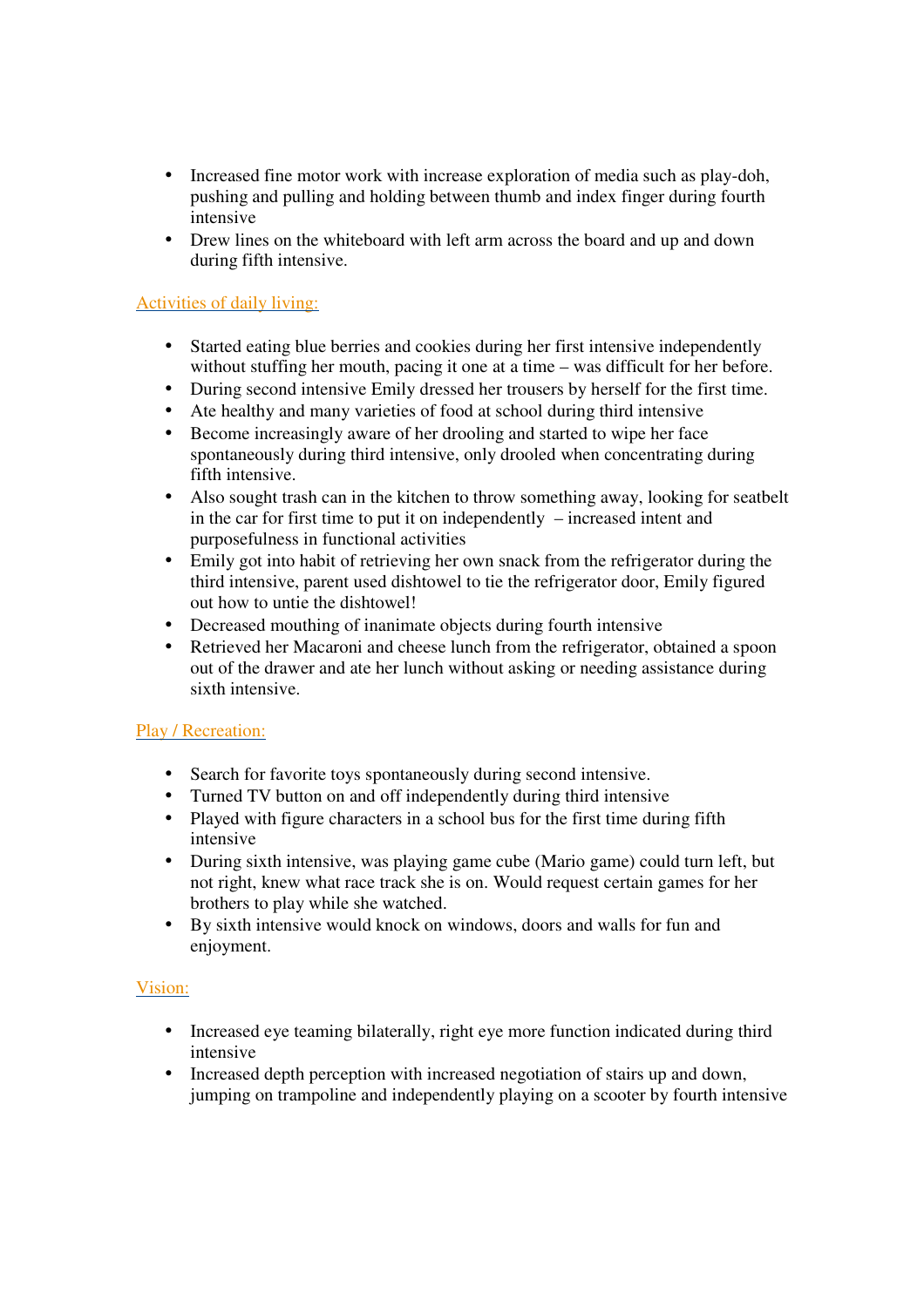- Increased fine motor work with increase exploration of media such as play-doh, pushing and pulling and holding between thumb and index finger during fourth intensive
- Drew lines on the whiteboard with left arm across the board and up and down during fifth intensive.

## Activities of daily living:

- Started eating blue berries and cookies during her first intensive independently without stuffing her mouth, pacing it one at a time – was difficult for her before.
- During second intensive Emily dressed her trousers by herself for the first time.
- Ate healthy and many varieties of food at school during third intensive
- Become increasingly aware of her drooling and started to wipe her face spontaneously during third intensive, only drooled when concentrating during fifth intensive.
- Also sought trash can in the kitchen to throw something away, looking for seatbelt in the car for first time to put it on independently – increased intent and purposefulness in functional activities
- Emily got into habit of retrieving her own snack from the refrigerator during the third intensive, parent used dishtowel to tie the refrigerator door, Emily figured out how to untie the dishtowel!
- Decreased mouthing of inanimate objects during fourth intensive
- Retrieved her Macaroni and cheese lunch from the refrigerator, obtained a spoon out of the drawer and ate her lunch without asking or needing assistance during sixth intensive.

## Play / Recreation:

- Search for favorite toys spontaneously during second intensive.
- Turned TV button on and off independently during third intensive
- Played with figure characters in a school bus for the first time during fifth intensive
- During sixth intensive, was playing game cube (Mario game) could turn left, but not right, knew what race track she is on. Would request certain games for her brothers to play while she watched.
- By sixth intensive would knock on windows, doors and walls for fun and enjoyment.

## Vision:

- Increased eye teaming bilaterally, right eye more function indicated during third intensive
- Increased depth perception with increased negotiation of stairs up and down, jumping on trampoline and independently playing on a scooter by fourth intensive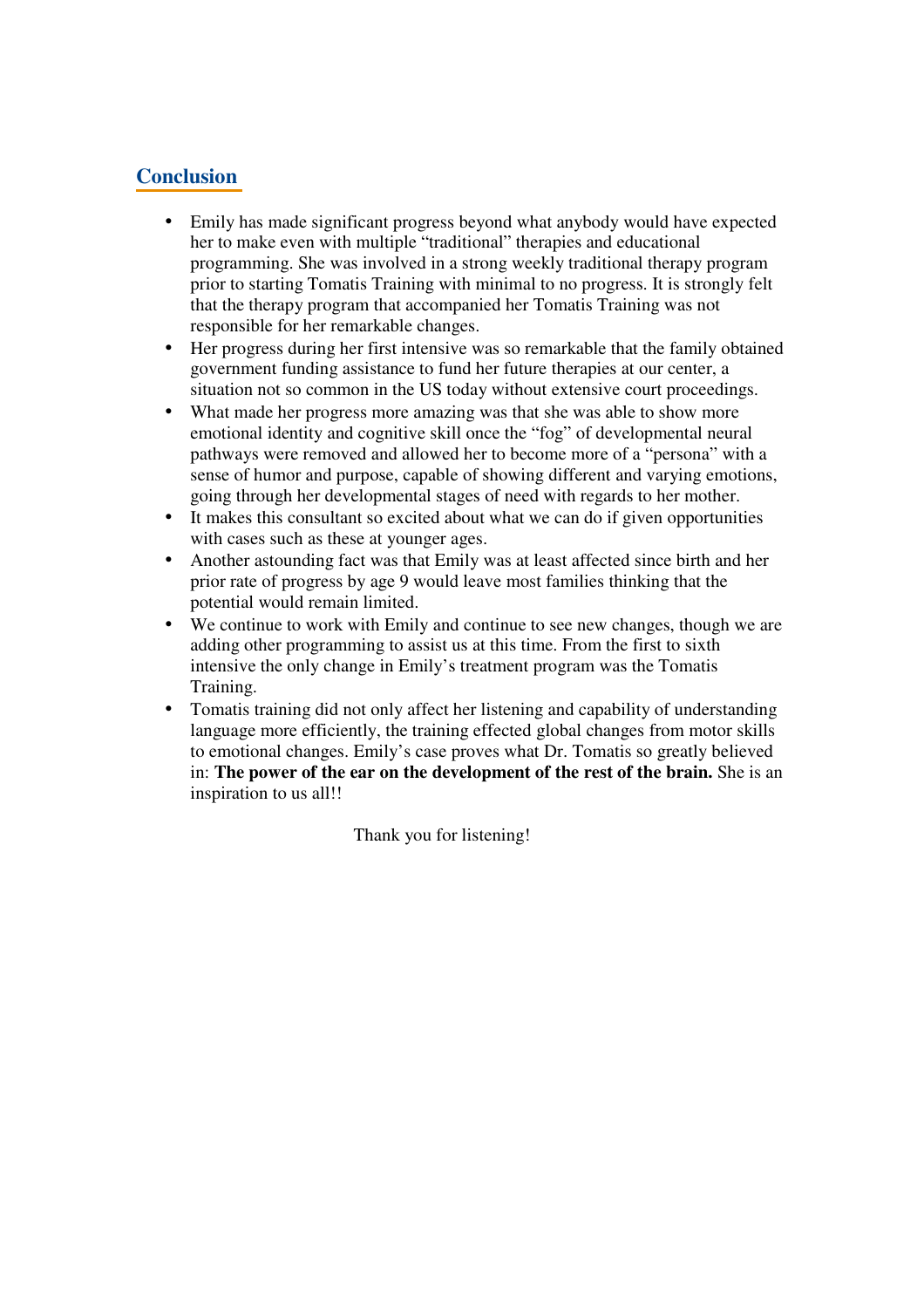## Conclusion

- Emily has made significant progress beyond what anybody would have expected her to make even with multiple "traditional" therapies and educational programming. She was involved in a strong weekly traditional therapy program prior to starting Tomatis Training with minimal to no progress. It is strongly felt that the therapy program that accompanied her Tomatis Training was not responsible for her remarkable changes.
- Her progress during her first intensive was so remarkable that the family obtained government funding assistance to fund her future therapies at our center, a situation not so common in the US today without extensive court proceedings.
- What made her progress more amazing was that she was able to show more emotional identity and cognitive skill once the "fog" of developmental neural pathways were removed and allowed her to become more of a "persona" with a sense of humor and purpose, capable of showing different and varying emotions, going through her developmental stages of need with regards to her mother.
- It makes this consultant so excited about what we can do if given opportunities with cases such as these at younger ages.
- Another astounding fact was that Emily was at least affected since birth and her prior rate of progress by age 9 would leave most families thinking that the potential would remain limited.
- We continue to work with Emily and continue to see new changes, though we are adding other programming to assist us at this time. From the first to sixth intensive the only change in Emily's treatment program was the Tomatis Training.
- Tomatis training did not only affect her listening and capability of understanding language more efficiently, the training effected global changes from motor skills to emotional changes. Emily's case proves what Dr. Tomatis so greatly believed in: **The power of the ear on the development of the rest of the brain.** She is an inspiration to us all!!

Thank you for listening!